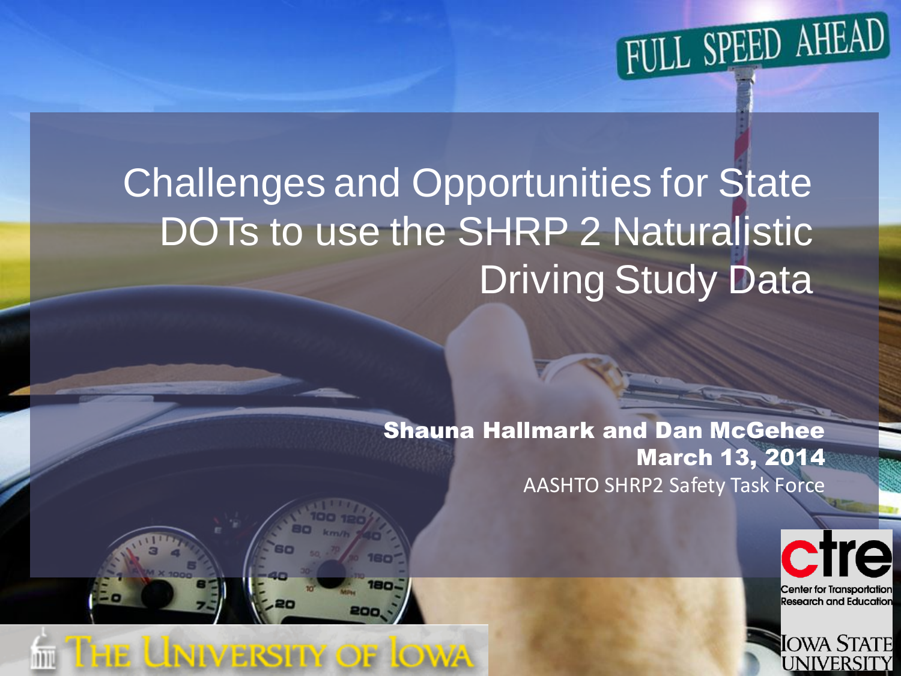# Challenges and Opportunities for State DOTs to use the SHRP 2 Naturalistic Driving Study Data

**Shauna Hallmark and Dan McGehee**
**March 13, 2014**
AASHTO SHRP2 Safety Task Force

ctre
Center for Transportation Research and Education
Iowa State University

The University of Iowa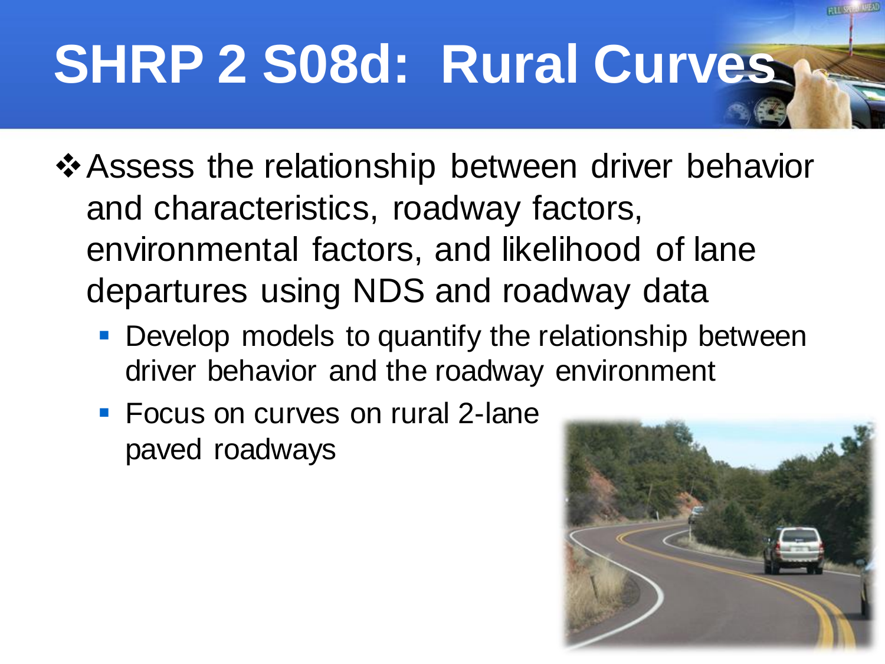# SHRP 2 S08d: Rural Curves

- Assess the relationship between driver behavior and characteristics, roadway factors, environmental factors, and likelihood of lane departures using NDS and roadway data
  - Develop models to quantify the relationship between driver behavior and the roadway environment
  - Focus on curves on rural 2-lane paved roadways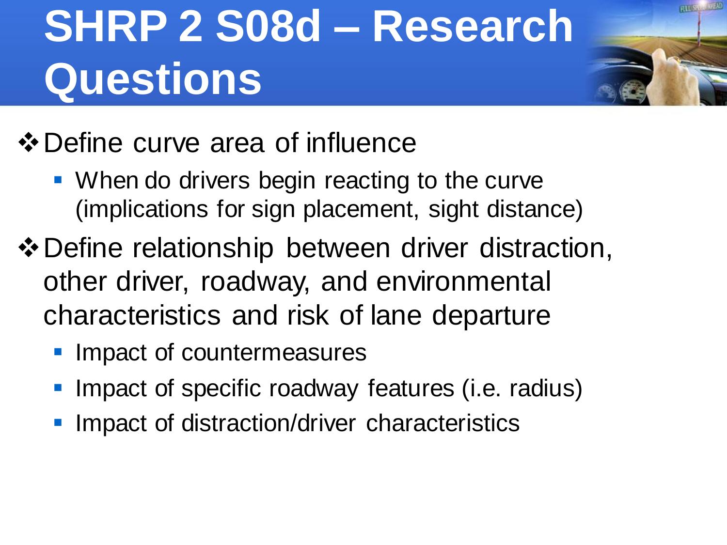# SHRP 2 S08d – Research Questions

- Define curve area of influence
  - When do drivers begin reacting to the curve (implications for sign placement, sight distance)
- Define relationship between driver distraction, other driver, roadway, and environmental characteristics and risk of lane departure
  - Impact of countermeasures
  - Impact of specific roadway features (i.e. radius)
  - Impact of distraction/driver characteristics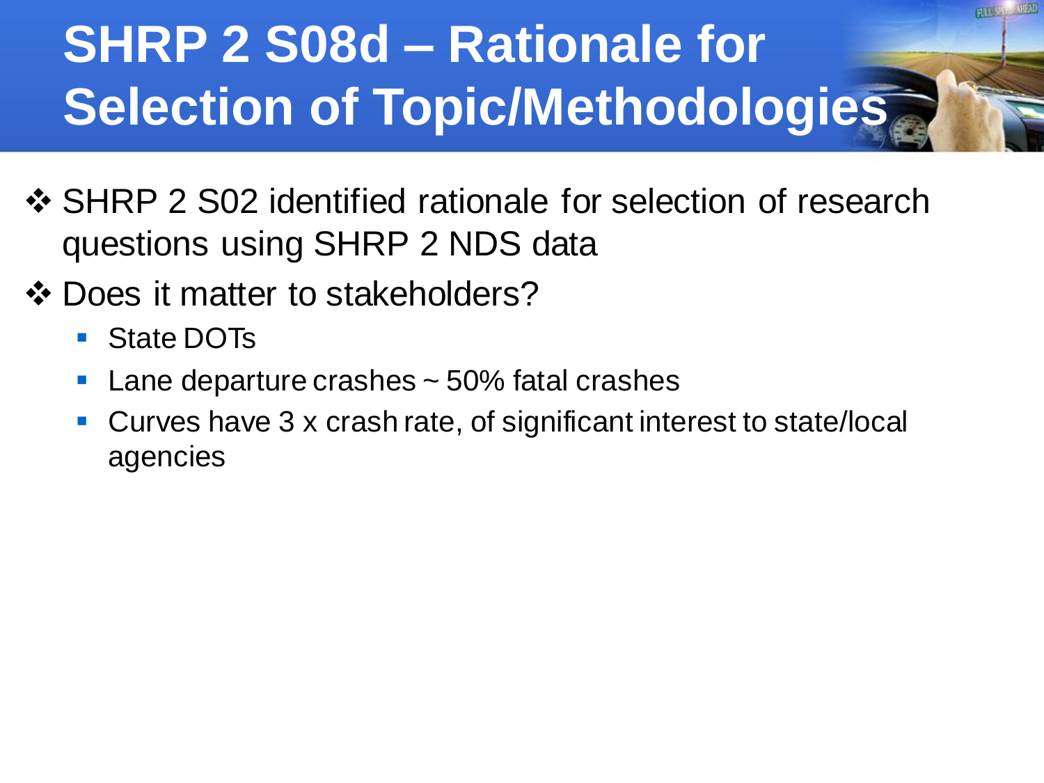# SHRP 2 S08d – Rationale for Selection of Topic/Methodologies

- SHRP 2 S02 identified rationale for selection of research questions using SHRP 2 NDS data
- Does it matter to stakeholders?
  - State DOTs
  - Lane departure crashes ~ 50% fatal crashes
  - Curves have 3 x crash rate, of significant interest to state/local agencies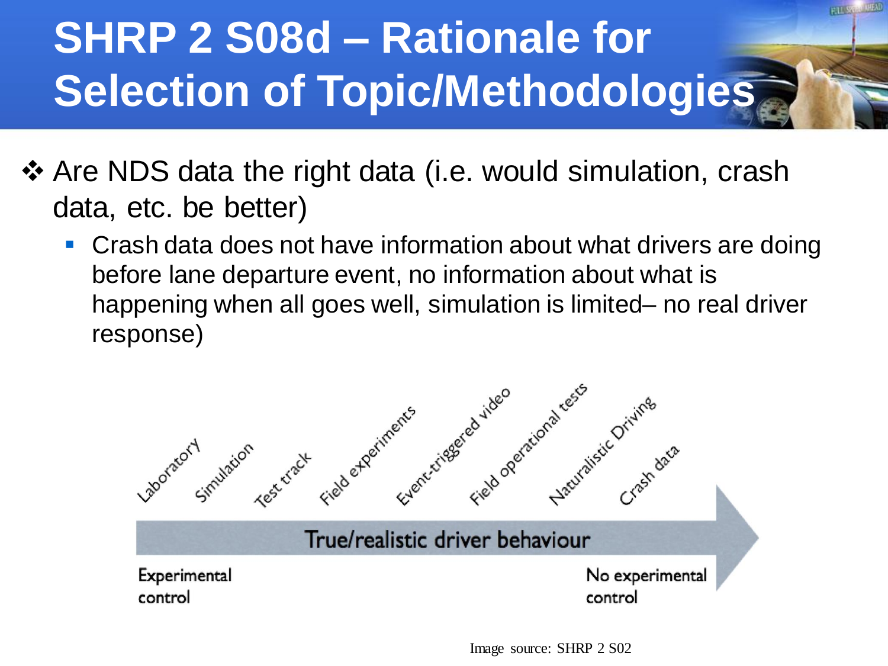# SHRP 2 S08d – Rationale for Selection of Topic/Methodologies

- Are NDS data the right data (i.e. would simulation, crash data, etc. be better)
  - Crash data does not have information about what drivers are doing before lane departure event, no information about what is happening when all goes well, simulation is limited– no real driver response)

Laboratory | Simulation | Test track | Field experiments | Event-triggered video | Field operational tests | Naturalistic Driving | Crash data

True/realistic driver behaviour

Experimental control — No experimental control

Image source: SHRP 2 S02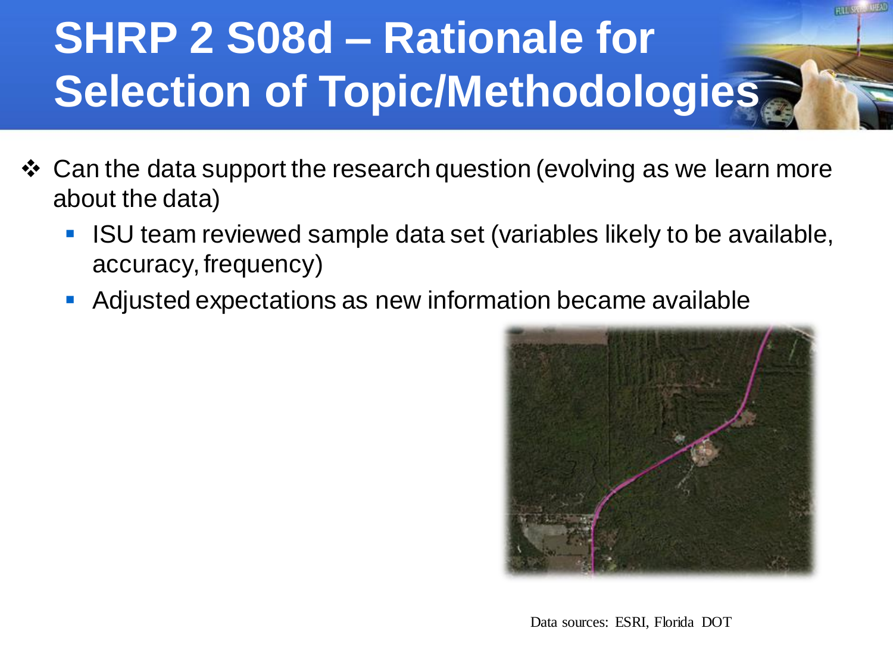# SHRP 2 S08d – Rationale for Selection of Topic/Methodologies

- Can the data support the research question (evolving as we learn more about the data)
  - ISU team reviewed sample data set (variables likely to be available, accuracy, frequency)
  - Adjusted expectations as new information became available

Data sources: ESRI, Florida DOT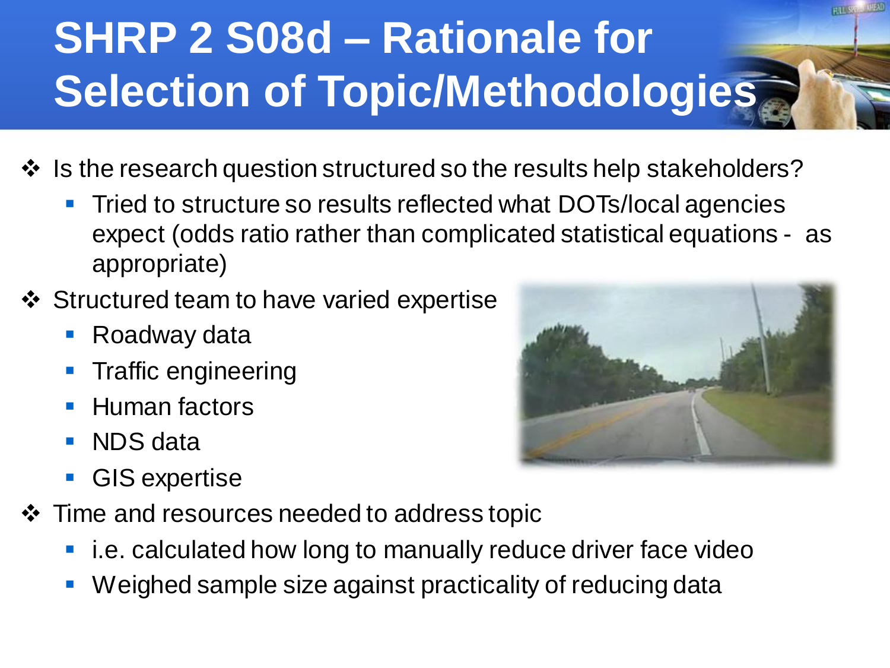# SHRP 2 S08d – Rationale for Selection of Topic/Methodologies

- Is the research question structured so the results help stakeholders?
  - Tried to structure so results reflected what DOTs/local agencies expect (odds ratio rather than complicated statistical equations - as appropriate)
- Structured team to have varied expertise
  - Roadway data
  - Traffic engineering
  - Human factors
  - NDS data
  - GIS expertise
- Time and resources needed to address topic
  - i.e. calculated how long to manually reduce driver face video
  - Weighed sample size against practicality of reducing data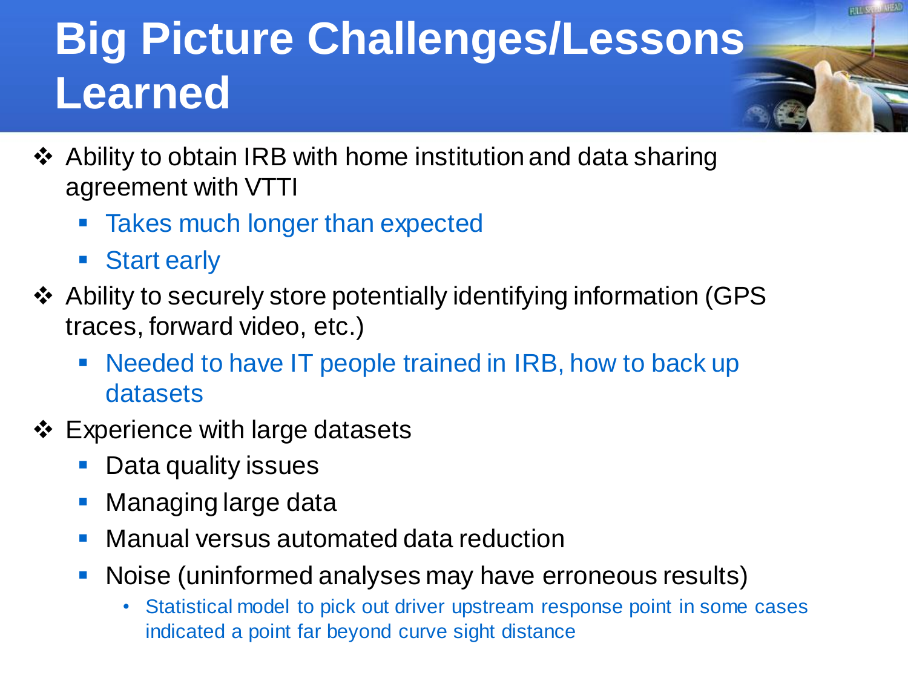# Big Picture Challenges/Lessons Learned

- Ability to obtain IRB with home institution and data sharing agreement with VTTI
  - Takes much longer than expected
  - Start early
- Ability to securely store potentially identifying information (GPS traces, forward video, etc.)
  - Needed to have IT people trained in IRB, how to back up datasets
- Experience with large datasets
  - Data quality issues
  - Managing large data
  - Manual versus automated data reduction
  - Noise (uninformed analyses may have erroneous results)
    - Statistical model to pick out driver upstream response point in some cases indicated a point far beyond curve sight distance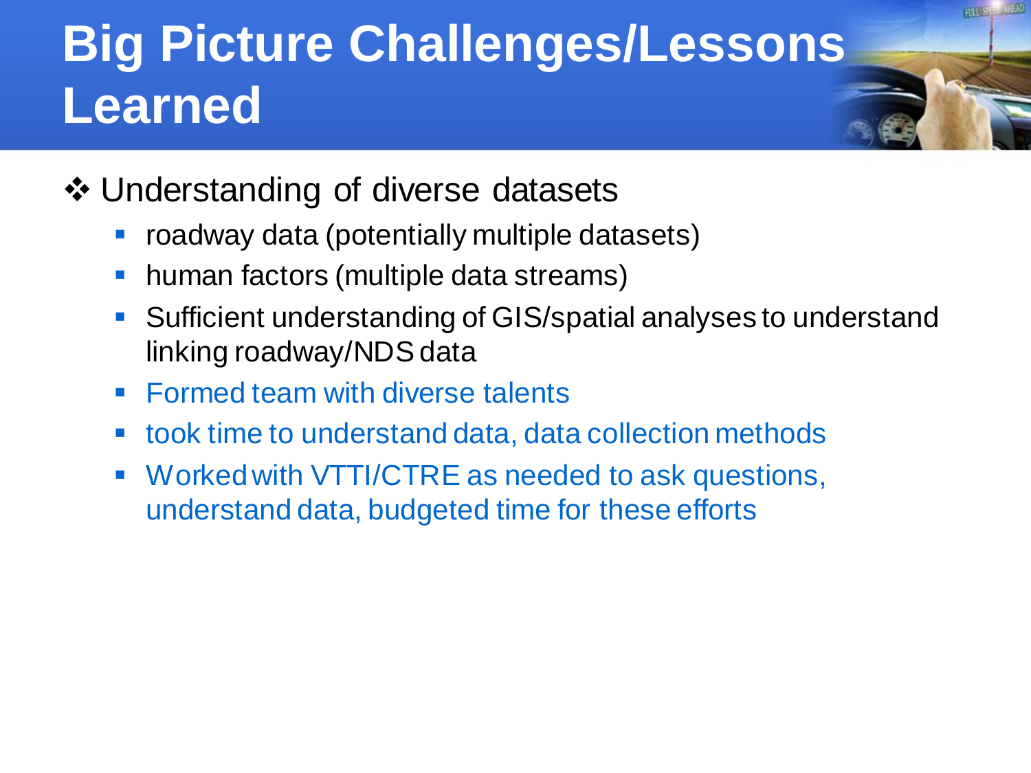# Big Picture Challenges/Lessons Learned

- Understanding of diverse datasets
  - roadway data (potentially multiple datasets)
  - human factors (multiple data streams)
  - Sufficient understanding of GIS/spatial analyses to understand linking roadway/NDS data
  - Formed team with diverse talents
  - took time to understand data, data collection methods
  - Worked with VTTI/CTRE as needed to ask questions, understand data, budgeted time for these efforts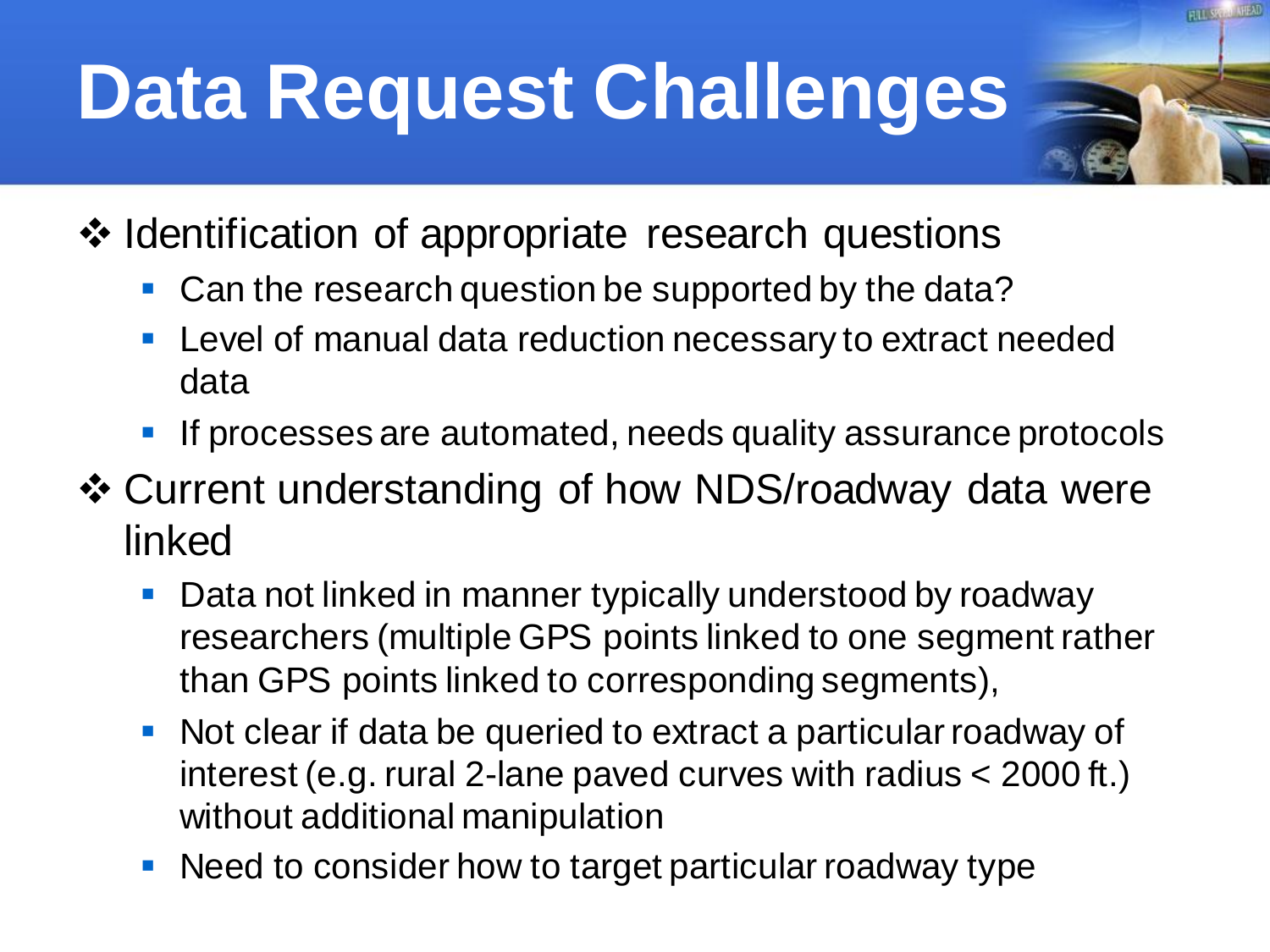# Data Request Challenges

- Identification of appropriate research questions
  - Can the research question be supported by the data?
  - Level of manual data reduction necessary to extract needed data
  - If processes are automated, needs quality assurance protocols
- Current understanding of how NDS/roadway data were linked
  - Data not linked in manner typically understood by roadway researchers (multiple GPS points linked to one segment rather than GPS points linked to corresponding segments),
  - Not clear if data be queried to extract a particular roadway of interest (e.g. rural 2-lane paved curves with radius < 2000 ft.) without additional manipulation
  - Need to consider how to target particular roadway type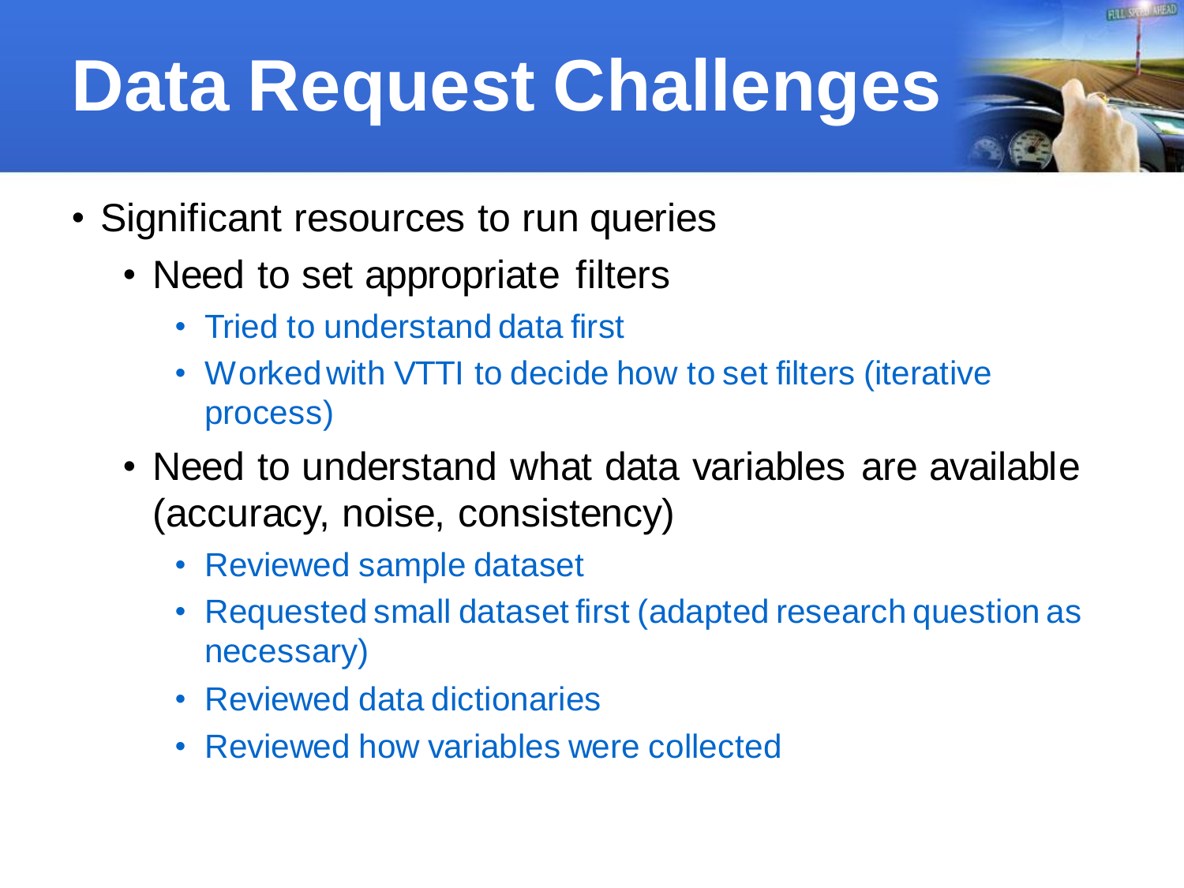# Data Request Challenges

- Significant resources to run queries
  - Need to set appropriate filters
    - Tried to understand data first
    - Worked with VTTI to decide how to set filters (iterative process)
  - Need to understand what data variables are available (accuracy, noise, consistency)
    - Reviewed sample dataset
    - Requested small dataset first (adapted research question as necessary)
    - Reviewed data dictionaries
    - Reviewed how variables were collected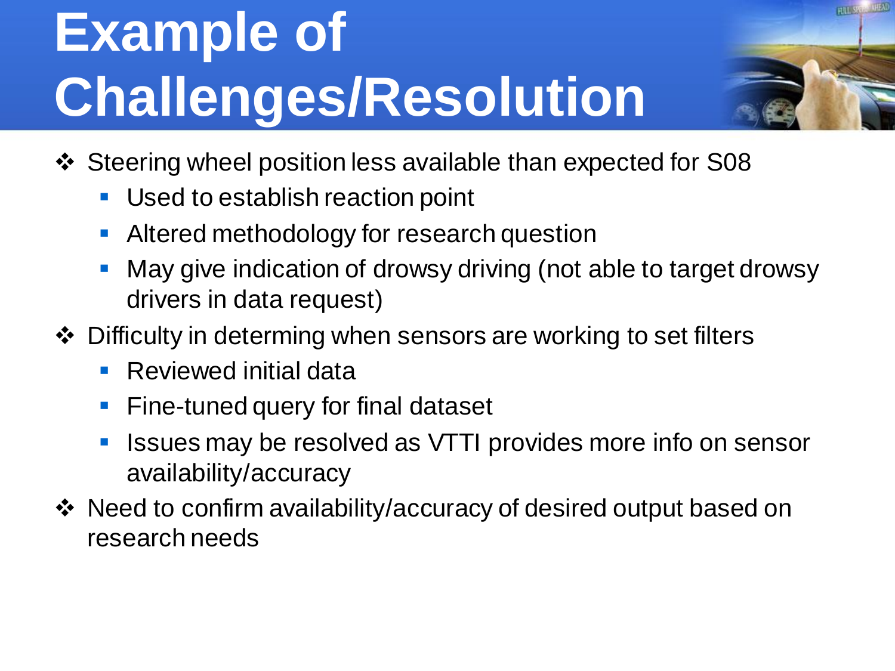# Example of Challenges/Resolution

- Steering wheel position less available than expected for S08
  - Used to establish reaction point
  - Altered methodology for research question
  - May give indication of drowsy driving (not able to target drowsy drivers in data request)
- Difficulty in determing when sensors are working to set filters
  - Reviewed initial data
  - Fine-tuned query for final dataset
  - Issues may be resolved as VTTI provides more info on sensor availability/accuracy
- Need to confirm availability/accuracy of desired output based on research needs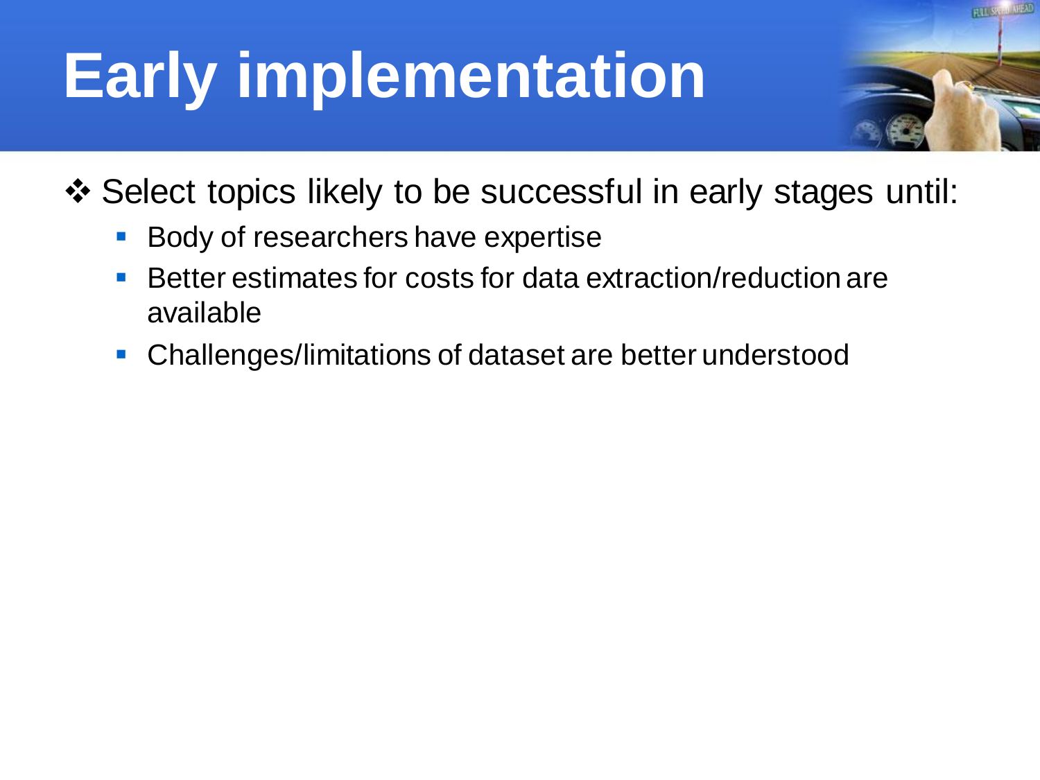# Early implementation

- Select topics likely to be successful in early stages until:
  - Body of researchers have expertise
  - Better estimates for costs for data extraction/reduction are available
  - Challenges/limitations of dataset are better understood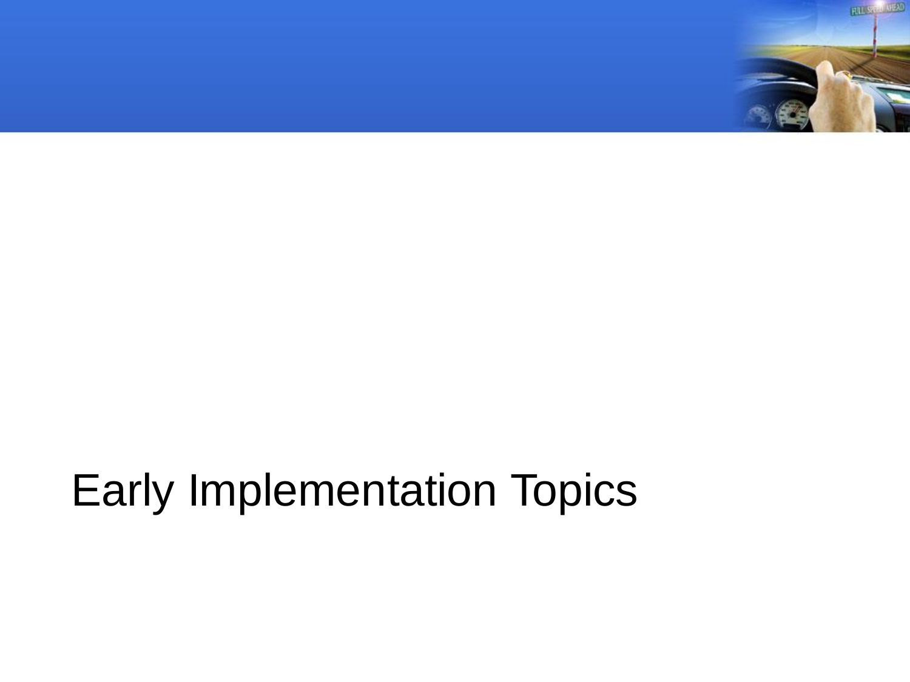# Early Implementation Topics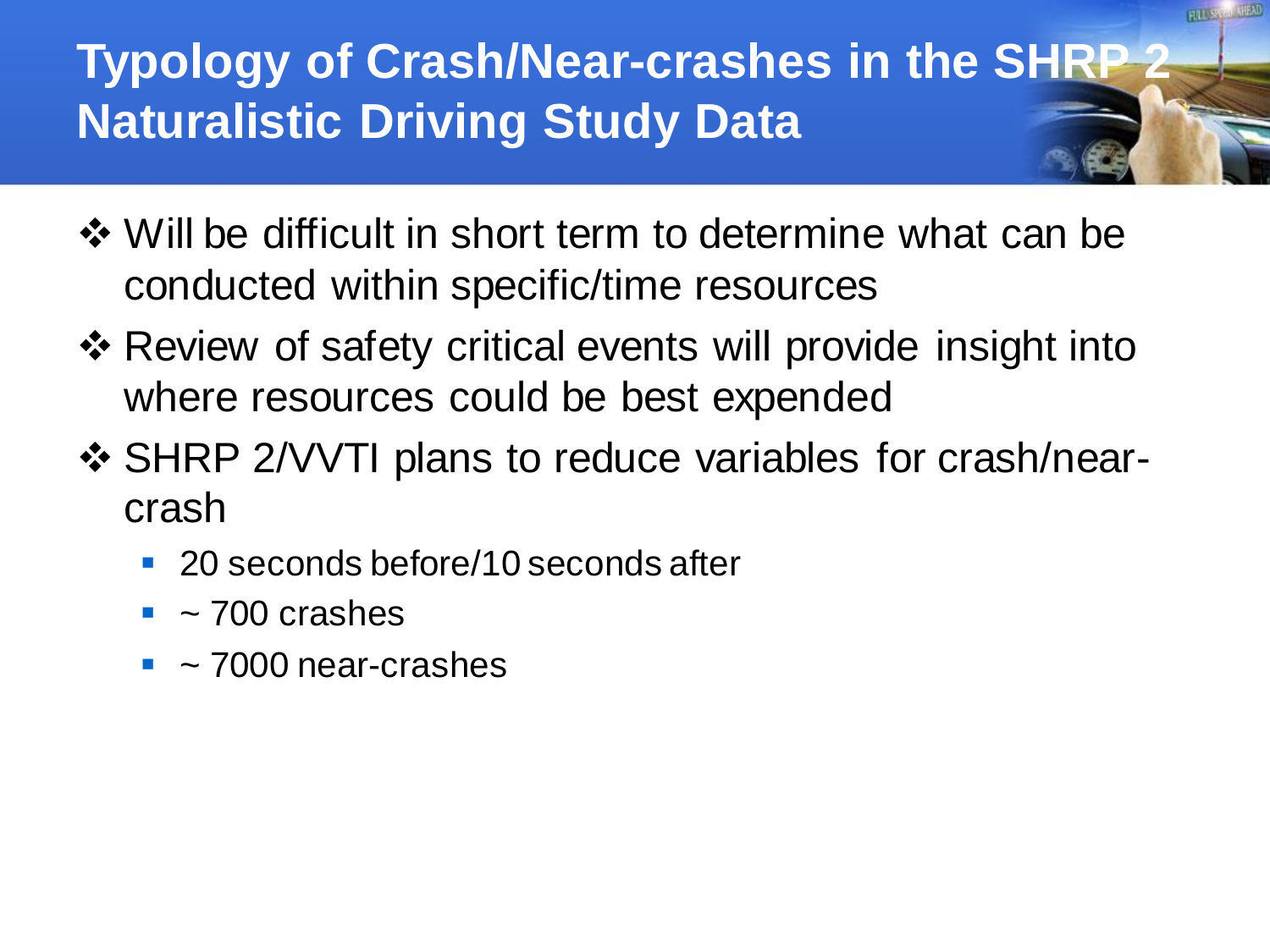# Typology of Crash/Near-crashes in the SHRP 2 Naturalistic Driving Study Data

- Will be difficult in short term to determine what can be conducted within specific/time resources
- Review of safety critical events will provide insight into where resources could be best expended
- SHRP 2/VVTI plans to reduce variables for crash/near-crash
  - 20 seconds before/10 seconds after
  - ~ 700 crashes
  - ~ 7000 near-crashes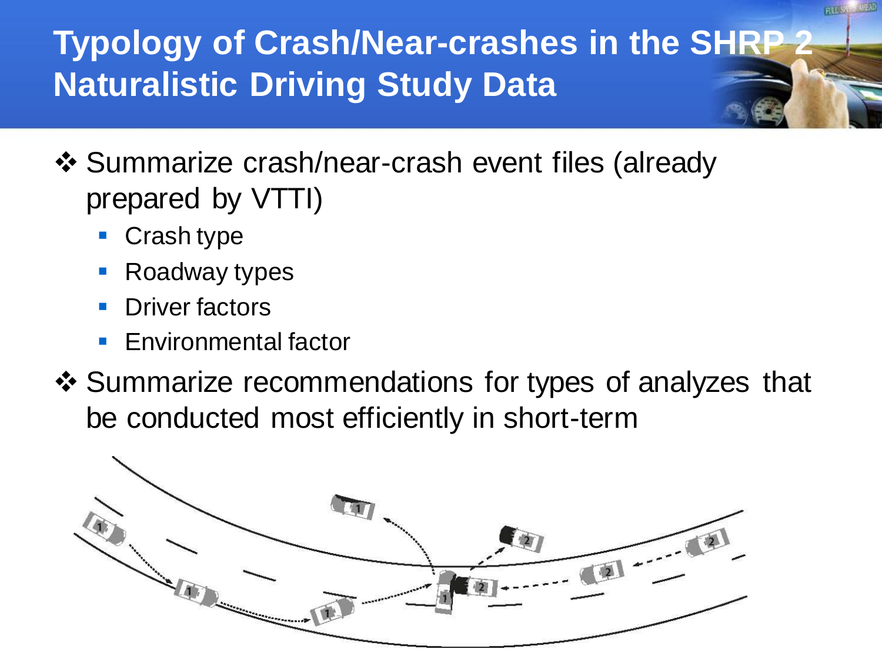# Typology of Crash/Near-crashes in the SHRP 2 Naturalistic Driving Study Data

- Summarize crash/near-crash event files (already prepared by VTTI)
  - Crash type
  - Roadway types
  - Driver factors
  - Environmental factor
- Summarize recommendations for types of analyzes that be conducted most efficiently in short-term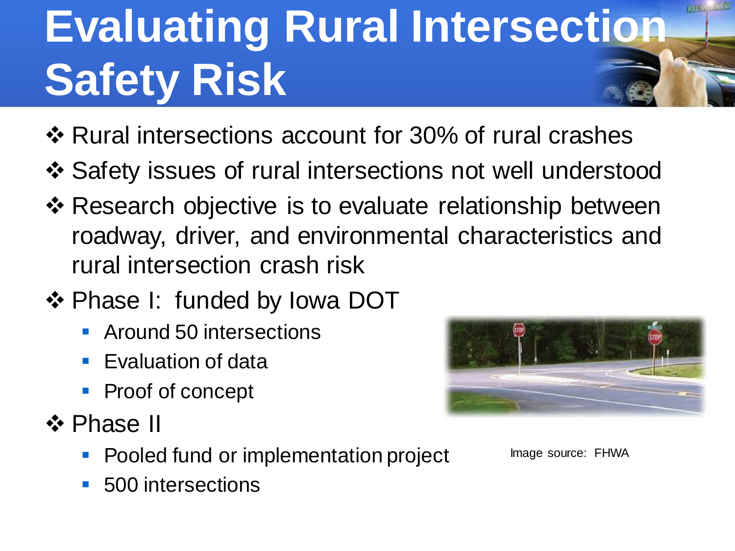# Evaluating Rural Intersection Safety Risk

- ❖ Rural intersections account for 30% of rural crashes
- ❖ Safety issues of rural intersections not well understood
- ❖ Research objective is to evaluate relationship between roadway, driver, and environmental characteristics and rural intersection crash risk
- ❖ Phase I: funded by Iowa DOT
  - Around 50 intersections
  - Evaluation of data
  - Proof of concept
- ❖ Phase II
  - Pooled fund or implementation project
  - 500 intersections

Image source: FHWA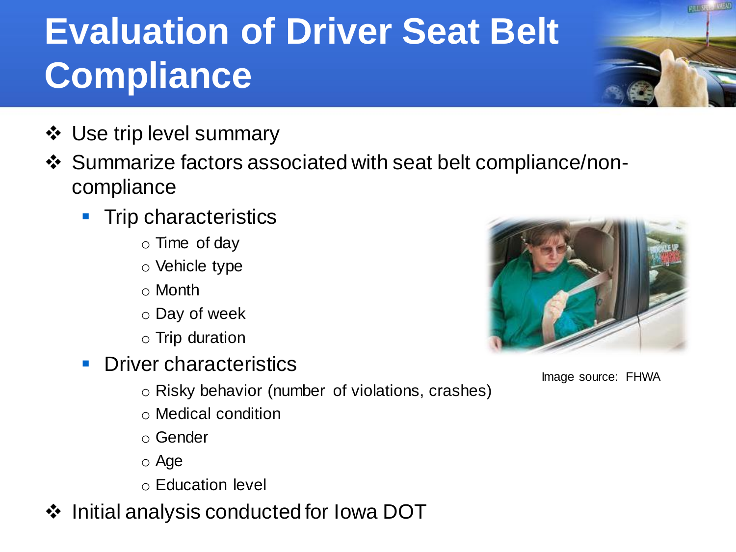# Evaluation of Driver Seat Belt Compliance

- Use trip level summary
- Summarize factors associated with seat belt compliance/non-compliance
  - Trip characteristics
    - Time of day
    - Vehicle type
    - Month
    - Day of week
    - Trip duration
  - Driver characteristics
    - Risky behavior (number of violations, crashes)
    - Medical condition
    - Gender
    - Age
    - Education level
- Initial analysis conducted for Iowa DOT

Image source: FHWA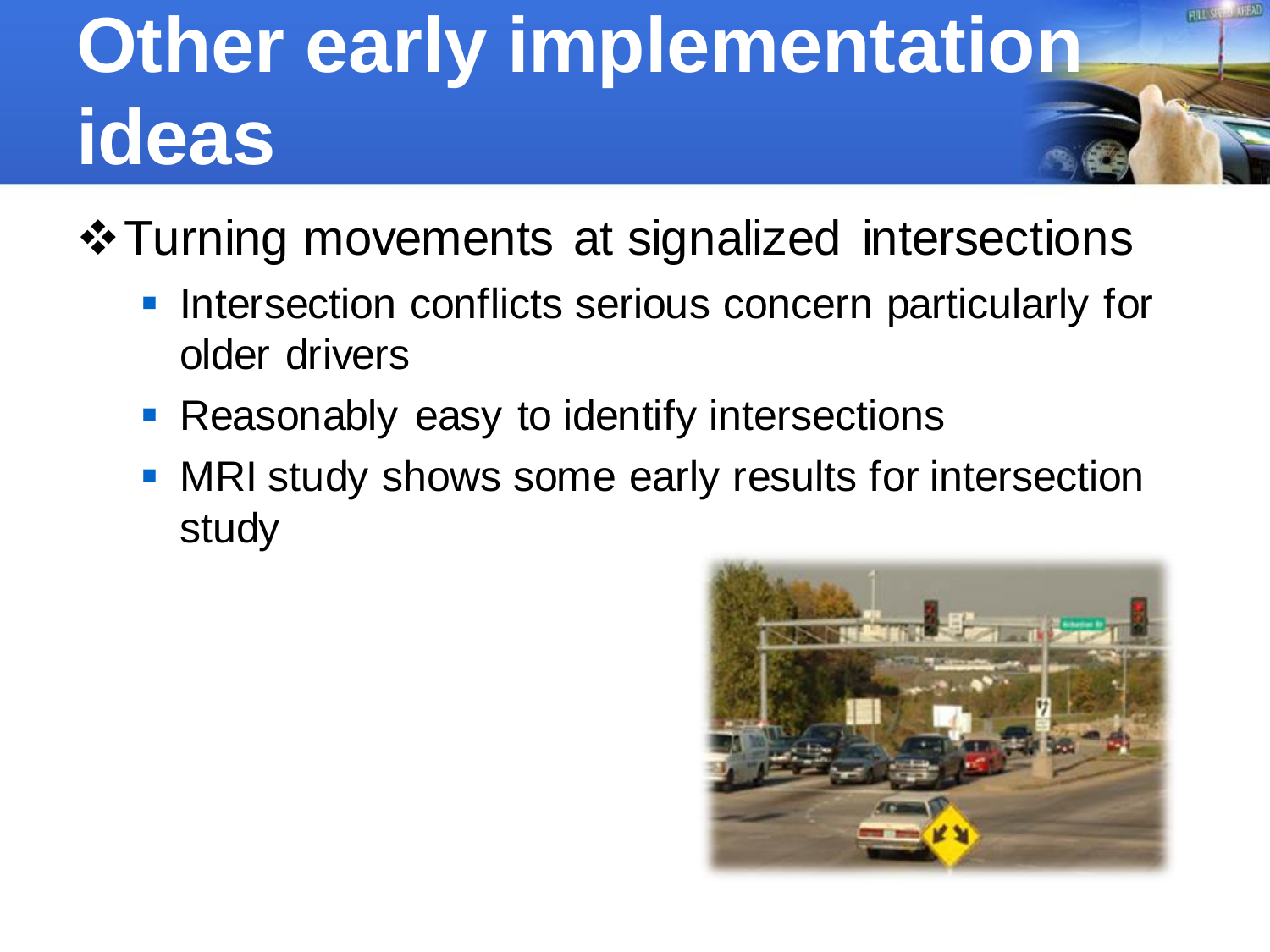# Other early implementation ideas

- Turning movements at signalized intersections
  - Intersection conflicts serious concern particularly for older drivers
  - Reasonably easy to identify intersections
  - MRI study shows some early results for intersection study